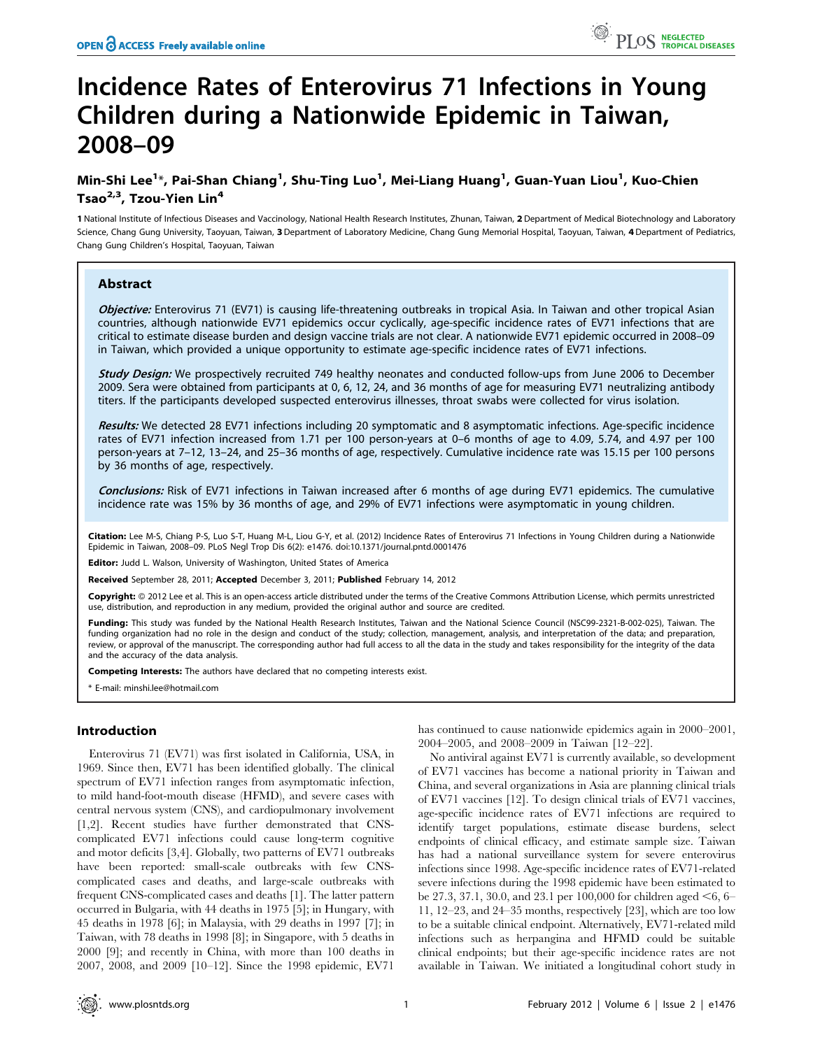# Incidence Rates of Enterovirus 71 Infections in Young Children during a Nationwide Epidemic in Taiwan, 2008–09

**Min-Shi Lee[1]*, Pai-Shan Chiang[1], Shu-Ting Luo[1], Mei-Liang Huang[1], Guan-Yuan Liou[1], Kuo-Chien Tsao[2,3], Tzou-Yien Lin[4]**

**1** National Institute of Infectious Diseases and Vaccinology, National Health Research Institutes, Zhunan, Taiwan, **2** Department of Medical Biotechnology and Laboratory Science, Chang Gung University, Taoyuan, Taiwan, **3** Department of Laboratory Medicine, Chang Gung Memorial Hospital, Taoyuan, Taiwan, **4** Department of Pediatrics, Chang Gung Children's Hospital, Taoyuan, Taiwan

## Abstract

***Objective:*** Enterovirus 71 (EV71) is causing life-threatening outbreaks in tropical Asia. In Taiwan and other tropical Asian countries, although nationwide EV71 epidemics occur cyclically, age-specific incidence rates of EV71 infections that are critical to estimate disease burden and design vaccine trials are not clear. A nationwide EV71 epidemic occurred in 2008–09 in Taiwan, which provided a unique opportunity to estimate age-specific incidence rates of EV71 infections.

***Study Design:*** We prospectively recruited 749 healthy neonates and conducted follow-ups from June 2006 to December 2009. Sera were obtained from participants at 0, 6, 12, 24, and 36 months of age for measuring EV71 neutralizing antibody titers. If the participants developed suspected enterovirus illnesses, throat swabs were collected for virus isolation.

***Results:*** We detected 28 EV71 infections including 20 symptomatic and 8 asymptomatic infections. Age-specific incidence rates of EV71 infection increased from 1.71 per 100 person-years at 0–6 months of age to 4.09, 5.74, and 4.97 per 100 person-years at 7–12, 13–24, and 25–36 months of age, respectively. Cumulative incidence rate was 15.15 per 100 persons by 36 months of age, respectively.

***Conclusions:*** Risk of EV71 infections in Taiwan increased after 6 months of age during EV71 epidemics. The cumulative incidence rate was 15% by 36 months of age, and 29% of EV71 infections were asymptomatic in young children.

**Citation:** Lee M-S, Chiang P-S, Luo S-T, Huang M-L, Liou G-Y, et al. (2012) Incidence Rates of Enterovirus 71 Infections in Young Children during a Nationwide Epidemic in Taiwan, 2008–09. PLoS Negl Trop Dis 6(2): e1476. doi:10.1371/journal.pntd.0001476

**Editor:** Judd L. Walson, University of Washington, United States of America

**Received** September 28, 2011; **Accepted** December 3, 2011; **Published** February 14, 2012

**Copyright:** © 2012 Lee et al. This is an open-access article distributed under the terms of the Creative Commons Attribution License, which permits unrestricted use, distribution, and reproduction in any medium, provided the original author and source are credited.

**Funding:** This study was funded by the National Health Research Institutes, Taiwan and the National Science Council (NSC99-2321-B-002-025), Taiwan. The funding organization had no role in the design and conduct of the study; collection, management, analysis, and interpretation of the data; and preparation, review, or approval of the manuscript. The corresponding author had full access to all the data in the study and takes responsibility for the integrity of the data and the accuracy of the data analysis.

**Competing Interests:** The authors have declared that no competing interests exist.

\* E-mail: minshi.lee@hotmail.com

## Introduction

Enterovirus 71 (EV71) was first isolated in California, USA, in 1969. Since then, EV71 has been identified globally. The clinical spectrum of EV71 infection ranges from asymptomatic infection, to mild hand-foot-mouth disease (HFMD), and severe cases with central nervous system (CNS), and cardiopulmonary involvement [1,2]. Recent studies have further demonstrated that CNS-complicated EV71 infections could cause long-term cognitive and motor deficits [3,4]. Globally, two patterns of EV71 outbreaks have been reported: small-scale outbreaks with few CNS-complicated cases and deaths, and large-scale outbreaks with frequent CNS-complicated cases and deaths [1]. The latter pattern occurred in Bulgaria, with 44 deaths in 1975 [5]; in Hungary, with 45 deaths in 1978 [6]; in Malaysia, with 29 deaths in 1997 [7]; in Taiwan, with 78 deaths in 1998 [8]; in Singapore, with 5 deaths in 2000 [9]; and recently in China, with more than 100 deaths in 2007, 2008, and 2009 [10–12]. Since the 1998 epidemic, EV71 has continued to cause nationwide epidemics again in 2000–2001, 2004–2005, and 2008–2009 in Taiwan [12–22].

No antiviral against EV71 is currently available, so development of EV71 vaccines has become a national priority in Taiwan and China, and several organizations in Asia are planning clinical trials of EV71 vaccines [12]. To design clinical trials of EV71 vaccines, age-specific incidence rates of EV71 infections are required to identify target populations, estimate disease burdens, select endpoints of clinical efficacy, and estimate sample size. Taiwan has had a national surveillance system for severe enterovirus infections since 1998. Age-specific incidence rates of EV71-related severe infections during the 1998 epidemic have been estimated to be 27.3, 37.1, 30.0, and 23.1 per 100,000 for children aged <6, 6–11, 12–23, and 24–35 months, respectively [23], which are too low to be a suitable clinical endpoint. Alternatively, EV71-related mild infections such as herpangina and HFMD could be suitable clinical endpoints; but their age-specific incidence rates are not available in Taiwan. We initiated a longitudinal cohort study in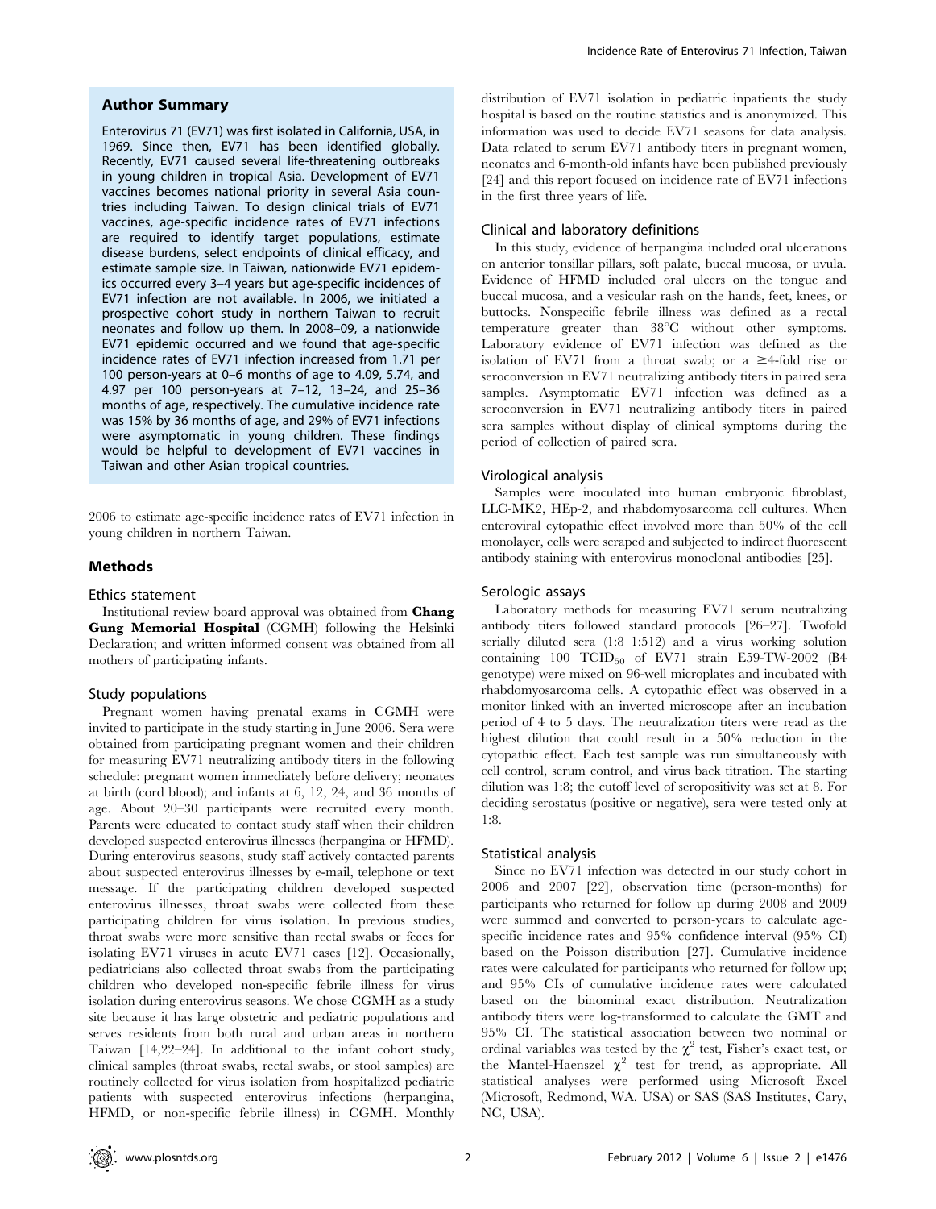## Author Summary

Enterovirus 71 (EV71) was first isolated in California, USA, in 1969. Since then, EV71 has been identified globally. Recently, EV71 caused several life-threatening outbreaks in young children in tropical Asia. Development of EV71 vaccines becomes national priority in several Asia countries including Taiwan. To design clinical trials of EV71 vaccines, age-specific incidence rates of EV71 infections are required to identify target populations, estimate disease burdens, select endpoints of clinical efficacy, and estimate sample size. In Taiwan, nationwide EV71 epidemics occurred every 3–4 years but age-specific incidences of EV71 infection are not available. In 2006, we initiated a prospective cohort study in northern Taiwan to recruit neonates and follow up them. In 2008–09, a nationwide EV71 epidemic occurred and we found that age-specific incidence rates of EV71 infection increased from 1.71 per 100 person-years at 0–6 months of age to 4.09, 5.74, and 4.97 per 100 person-years at 7–12, 13–24, and 25–36 months of age, respectively. The cumulative incidence rate was 15% by 36 months of age, and 29% of EV71 infections were asymptomatic in young children. These findings would be helpful to development of EV71 vaccines in Taiwan and other Asian tropical countries.

2006 to estimate age-specific incidence rates of EV71 infection in young children in northern Taiwan.

## Methods

### Ethics statement

Institutional review board approval was obtained from **Chang Gung Memorial Hospital** (CGMH) following the Helsinki Declaration; and written informed consent was obtained from all mothers of participating infants.

### Study populations

Pregnant women having prenatal exams in CGMH were invited to participate in the study starting in June 2006. Sera were obtained from participating pregnant women and their children for measuring EV71 neutralizing antibody titers in the following schedule: pregnant women immediately before delivery; neonates at birth (cord blood); and infants at 6, 12, 24, and 36 months of age. About 20–30 participants were recruited every month. Parents were educated to contact study staff when their children developed suspected enterovirus illnesses (herpangina or HFMD). During enterovirus seasons, study staff actively contacted parents about suspected enterovirus illnesses by e-mail, telephone or text message. If the participating children developed suspected enterovirus illnesses, throat swabs were collected from these participating children for virus isolation. In previous studies, throat swabs were more sensitive than rectal swabs or feces for isolating EV71 viruses in acute EV71 cases [12]. Occasionally, pediatricians also collected throat swabs from the participating children who developed non-specific febrile illness for virus isolation during enterovirus seasons. We chose CGMH as a study site because it has large obstetric and pediatric populations and serves residents from both rural and urban areas in northern Taiwan [14,22–24]. In additional to the infant cohort study, clinical samples (throat swabs, rectal swabs, or stool samples) are routinely collected for virus isolation from hospitalized pediatric patients with suspected enterovirus infections (herpangina, HFMD, or non-specific febrile illness) in CGMH. Monthly distribution of EV71 isolation in pediatric inpatients the study hospital is based on the routine statistics and is anonymized. This information was used to decide EV71 seasons for data analysis. Data related to serum EV71 antibody titers in pregnant women, neonates and 6-month-old infants have been published previously [24] and this report focused on incidence rate of EV71 infections in the first three years of life.

### Clinical and laboratory definitions

In this study, evidence of herpangina included oral ulcerations on anterior tonsillar pillars, soft palate, buccal mucosa, or uvula. Evidence of HFMD included oral ulcers on the tongue and buccal mucosa, and a vesicular rash on the hands, feet, knees, or buttocks. Nonspecific febrile illness was defined as a rectal temperature greater than 38°C without other symptoms. Laboratory evidence of EV71 infection was defined as the isolation of EV71 from a throat swab; or a $\geq$4-fold rise or seroconversion in EV71 neutralizing antibody titers in paired sera samples. Asymptomatic EV71 infection was defined as a seroconversion in EV71 neutralizing antibody titers in paired sera samples without display of clinical symptoms during the period of collection of paired sera.

### Virological analysis

Samples were inoculated into human embryonic fibroblast, LLC-MK2, HEp-2, and rhabdomyosarcoma cell cultures. When enteroviral cytopathic effect involved more than 50% of the cell monolayer, cells were scraped and subjected to indirect fluorescent antibody staining with enterovirus monoclonal antibodies [25].

### Serologic assays

Laboratory methods for measuring EV71 serum neutralizing antibody titers followed standard protocols [26–27]. Twofold serially diluted sera (1:8–1:512) and a virus working solution containing 100 $TCID_{50}$ of EV71 strain E59-TW-2002 (B4 genotype) were mixed on 96-well microplates and incubated with rhabdomyosarcoma cells. A cytopathic effect was observed in a monitor linked with an inverted microscope after an incubation period of 4 to 5 days. The neutralization titers were read as the highest dilution that could result in a 50% reduction in the cytopathic effect. Each test sample was run simultaneously with cell control, serum control, and virus back titration. The starting dilution was 1:8; the cutoff level of seropositivity was set at 8. For deciding serostatus (positive or negative), sera were tested only at 1:8.

### Statistical analysis

Since no EV71 infection was detected in our study cohort in 2006 and 2007 [22], observation time (person-months) for participants who returned for follow up during 2008 and 2009 were summed and converted to person-years to calculate age-specific incidence rates and 95% confidence interval (95% CI) based on the Poisson distribution [27]. Cumulative incidence rates were calculated for participants who returned for follow up; and 95% CIs of cumulative incidence rates were calculated based on the binominal exact distribution. Neutralization antibody titers were log-transformed to calculate the GMT and 95% CI. The statistical association between two nominal or ordinal variables was tested by the $\chi^2$ test, Fisher's exact test, or the Mantel-Haenszel $\chi^2$ test for trend, as appropriate. All statistical analyses were performed using Microsoft Excel (Microsoft, Redmond, WA, USA) or SAS (SAS Institutes, Cary, NC, USA).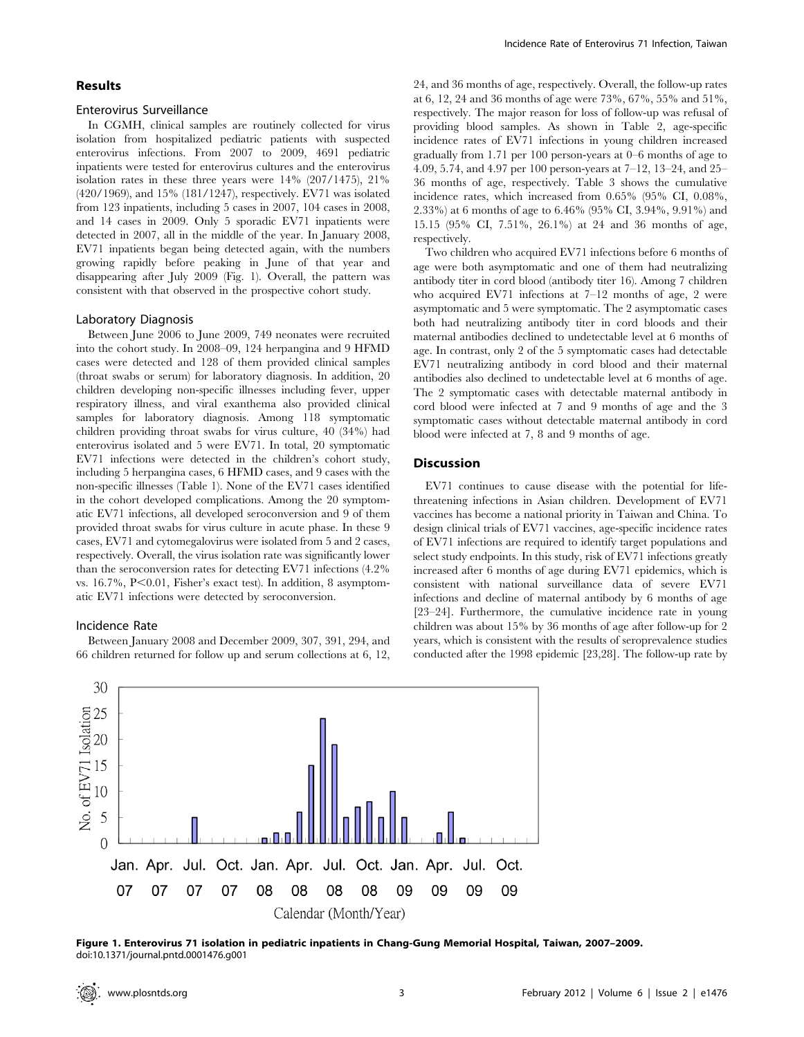## Results

### Enterovirus Surveillance

In CGMH, clinical samples are routinely collected for virus isolation from hospitalized pediatric patients with suspected enterovirus infections. From 2007 to 2009, 4691 pediatric inpatients were tested for enterovirus cultures and the enterovirus isolation rates in these three years were 14% (207/1475), 21% (420/1969), and 15% (181/1247), respectively. EV71 was isolated from 123 inpatients, including 5 cases in 2007, 104 cases in 2008, and 14 cases in 2009. Only 5 sporadic EV71 inpatients were detected in 2007, all in the middle of the year. In January 2008, EV71 inpatients began being detected again, with the numbers growing rapidly before peaking in June of that year and disappearing after July 2009 (Fig. 1). Overall, the pattern was consistent with that observed in the prospective cohort study.

### Laboratory Diagnosis

Between June 2006 to June 2009, 749 neonates were recruited into the cohort study. In 2008–09, 124 herpangina and 9 HFMD cases were detected and 128 of them provided clinical samples (throat swabs or serum) for laboratory diagnosis. In addition, 20 children developing non-specific illnesses including fever, upper respiratory illness, and viral exanthema also provided clinical samples for laboratory diagnosis. Among 118 symptomatic children providing throat swabs for virus culture, 40 (34%) had enterovirus isolated and 5 were EV71. In total, 20 symptomatic EV71 infections were detected in the children's cohort study, including 5 herpangina cases, 6 HFMD cases, and 9 cases with the non-specific illnesses (Table 1). None of the EV71 cases identified in the cohort developed complications. Among the 20 symptomatic EV71 infections, all developed seroconversion and 9 of them provided throat swabs for virus culture in acute phase. In these 9 cases, EV71 and cytomegalovirus were isolated from 5 and 2 cases, respectively. Overall, the virus isolation rate was significantly lower than the seroconversion rates for detecting EV71 infections (4.2% vs. 16.7%, $P<0.01$, Fisher's exact test). In addition, 8 asymptomatic EV71 infections were detected by seroconversion.

### Incidence Rate

Between January 2008 and December 2009, 307, 391, 294, and 66 children returned for follow up and serum collections at 6, 12, 24, and 36 months of age, respectively. Overall, the follow-up rates at 6, 12, 24 and 36 months of age were 73%, 67%, 55% and 51%, respectively. The major reason for loss of follow-up was refusal of providing blood samples. As shown in Table 2, age-specific incidence rates of EV71 infections in young children increased gradually from 1.71 per 100 person-years at 0–6 months of age to 4.09, 5.74, and 4.97 per 100 person-years at 7–12, 13–24, and 25–36 months of age, respectively. Table 3 shows the cumulative incidence rates, which increased from 0.65% (95% CI, 0.08%, 2.33%) at 6 months of age to 6.46% (95% CI, 3.94%, 9.91%) and 15.15 (95% CI, 7.51%, 26.1%) at 24 and 36 months of age, respectively.

Two children who acquired EV71 infections before 6 months of age were both asymptomatic and one of them had neutralizing antibody titer in cord blood (antibody titer 16). Among 7 children who acquired EV71 infections at 7–12 months of age, 2 were asymptomatic and 5 were symptomatic. The 2 asymptomatic cases both had neutralizing antibody titer in cord bloods and their maternal antibodies declined to undetectable level at 6 months of age. In contrast, only 2 of the 5 symptomatic cases had detectable EV71 neutralizing antibody in cord blood and their maternal antibodies also declined to undetectable level at 6 months of age. The 2 symptomatic cases with detectable maternal antibody in cord blood were infected at 7 and 9 months of age and the 3 symptomatic cases without detectable maternal antibody in cord blood were infected at 7, 8 and 9 months of age.

## Discussion

EV71 continues to cause disease with the potential for life-threatening infections in Asian children. Development of EV71 vaccines has become a national priority in Taiwan and China. To design clinical trials of EV71 vaccines, age-specific incidence rates of EV71 infections are required to identify target populations and select study endpoints. In this study, risk of EV71 infections greatly increased after 6 months of age during EV71 epidemics, which is consistent with national surveillance data of severe EV71 infections and decline of maternal antibody by 6 months of age [23–24]. Furthermore, the cumulative incidence rate in young children was about 15% by 36 months of age after follow-up for 2 years, which is consistent with the results of seroprevalence studies conducted after the 1998 epidemic [23,28]. The follow-up rate by

**Figure 1. Enterovirus 71 isolation in pediatric inpatients in Chang-Gung Memorial Hospital, Taiwan, 2007–2009.**
doi:10.1371/journal.pntd.0001476.g001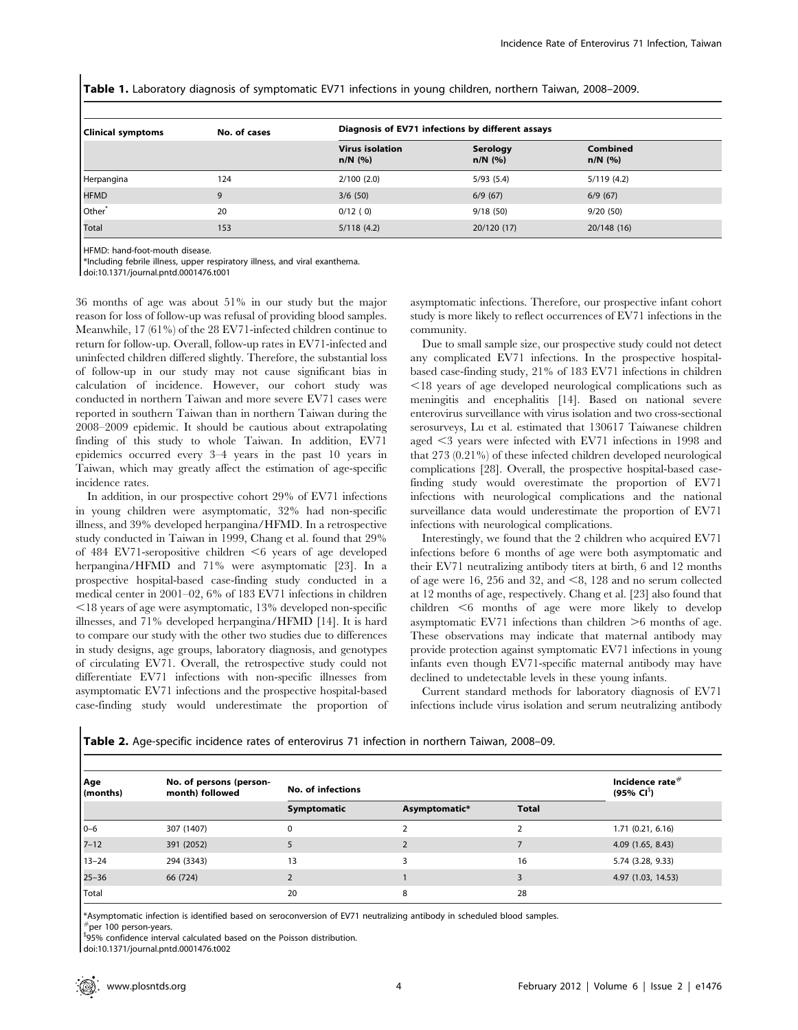**Table 1.** Laboratory diagnosis of symptomatic EV71 infections in young children, northern Taiwan, 2008–2009.

| Clinical symptoms | No. of cases | Diagnosis of EV71 infections by different assays | | |
|---|---|---|---|---|
| | | Virus isolation n/N (%) | Serology n/N (%) | Combined n/N (%) |
| Herpangina | 124 | 2/100 (2.0) | 5/93 (5.4) | 5/119 (4.2) |
| HFMD | 9 | 3/6 (50) | 6/9 (67) | 6/9 (67) |
| Other* | 20 | 0/12 ( 0) | 9/18 (50) | 9/20 (50) |
| Total | 153 | 5/118 (4.2) | 20/120 (17) | 20/148 (16) |

HFMD: hand-foot-mouth disease.
*Including febrile illness, upper respiratory illness, and viral exanthema.
doi:10.1371/journal.pntd.0001476.t001

36 months of age was about 51% in our study but the major reason for loss of follow-up was refusal of providing blood samples. Meanwhile, 17 (61%) of the 28 EV71-infected children continue to return for follow-up. Overall, follow-up rates in EV71-infected and uninfected children differed slightly. Therefore, the substantial loss of follow-up in our study may not cause significant bias in calculation of incidence. However, our cohort study was conducted in northern Taiwan and more severe EV71 cases were reported in southern Taiwan than in northern Taiwan during the 2008–2009 epidemic. It should be cautious about extrapolating finding of this study to whole Taiwan. In addition, EV71 epidemics occurred every 3–4 years in the past 10 years in Taiwan, which may greatly affect the estimation of age-specific incidence rates.

In addition, in our prospective cohort 29% of EV71 infections in young children were asymptomatic, 32% had non-specific illness, and 39% developed herpangina/HFMD. In a retrospective study conducted in Taiwan in 1999, Chang et al. found that 29% of 484 EV71-seropositive children <6 years of age developed herpangina/HFMD and 71% were asymptomatic [23]. In a prospective hospital-based case-finding study conducted in a medical center in 2001–02, 6% of 183 EV71 infections in children <18 years of age were asymptomatic, 13% developed non-specific illnesses, and 71% developed herpangina/HFMD [14]. It is hard to compare our study with the other two studies due to differences in study designs, age groups, laboratory diagnosis, and genotypes of circulating EV71. Overall, the retrospective study could not differentiate EV71 infections with non-specific illnesses from asymptomatic EV71 infections and the prospective hospital-based case-finding study would underestimate the proportion of asymptomatic infections. Therefore, our prospective infant cohort study is more likely to reflect occurrences of EV71 infections in the community.

Due to small sample size, our prospective study could not detect any complicated EV71 infections. In the prospective hospital-based case-finding study, 21% of 183 EV71 infections in children <18 years of age developed neurological complications such as meningitis and encephalitis [14]. Based on national severe enterovirus surveillance with virus isolation and two cross-sectional serosurveys, Lu et al. estimated that 130617 Taiwanese children aged <3 years were infected with EV71 infections in 1998 and that 273 (0.21%) of these infected children developed neurological complications [28]. Overall, the prospective hospital-based case-finding study would overestimate the proportion of EV71 infections with neurological complications and the national surveillance data would underestimate the proportion of EV71 infections with neurological complications.

Interestingly, we found that the 2 children who acquired EV71 infections before 6 months of age were both asymptomatic and their EV71 neutralizing antibody titers at birth, 6 and 12 months of age were 16, 256 and 32, and <8, 128 and no serum collected at 12 months of age, respectively. Chang et al. [23] also found that children <6 months of age were more likely to develop asymptomatic EV71 infections than children >6 months of age. These observations may indicate that maternal antibody may provide protection against symptomatic EV71 infections in young infants even though EV71-specific maternal antibody may have declined to undetectable levels in these young infants.

Current standard methods for laboratory diagnosis of EV71 infections include virus isolation and serum neutralizing antibody

**Table 2.** Age-specific incidence rates of enterovirus 71 infection in northern Taiwan, 2008–09.

| Age (months) | No. of persons (person-month) followed | No. of infections | | | Incidence rate# (95% CI$) |
|---|---|---|---|---|---|
| | | Symptomatic | Asymptomatic* | Total | |
| 0–6 | 307 (1407) | 0 | 2 | 2 | 1.71 (0.21, 6.16) |
| 7–12 | 391 (2052) | 5 | 2 | 7 | 4.09 (1.65, 8.43) |
| 13–24 | 294 (3343) | 13 | 3 | 16 | 5.74 (3.28, 9.33) |
| 25–36 | 66 (724) | 2 | 1 | 3 | 4.97 (1.03, 14.53) |
| Total | | 20 | 8 | 28 | |

*Asymptomatic infection is identified based on seroconversion of EV71 neutralizing antibody in scheduled blood samples.
#per 100 person-years.
$95% confidence interval calculated based on the Poisson distribution.
doi:10.1371/journal.pntd.0001476.t002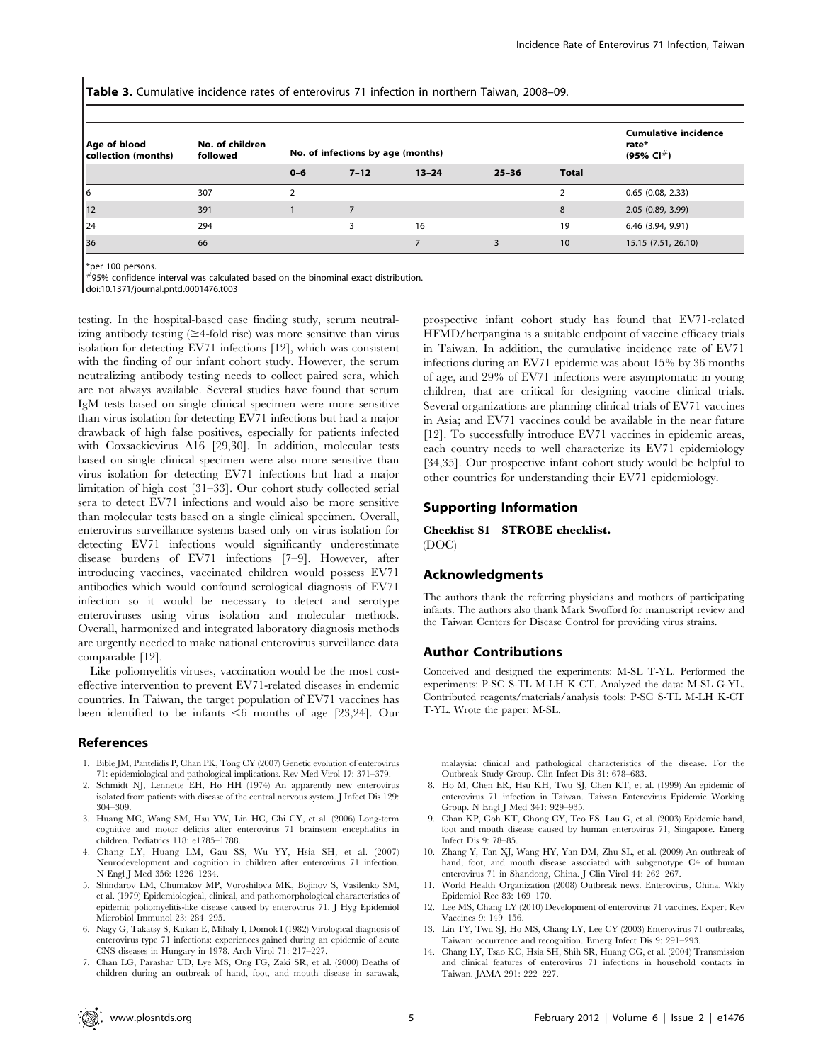**Table 3.** Cumulative incidence rates of enterovirus 71 infection in northern Taiwan, 2008–09.

| Age of blood collection (months) | No. of children followed | No. of infections by age (months) | | | | | Cumulative incidence rate* (95% CI#) |
|---|---|---|---|---|---|---|---|
| | | 0–6 | 7–12 | 13–24 | 25–36 | Total | |
| 6 | 307 | 2 | | | | 2 | 0.65 (0.08, 2.33) |
| 12 | 391 | 1 | 7 | | | 8 | 2.05 (0.89, 3.99) |
| 24 | 294 | | 3 | 16 | | 19 | 6.46 (3.94, 9.91) |
| 36 | 66 | | | 7 | 3 | 10 | 15.15 (7.51, 26.10) |

*per 100 persons.

#95% confidence interval was calculated based on the binominal exact distribution.

doi:10.1371/journal.pntd.0001476.t003

testing. In the hospital-based case finding study, serum neutralizing antibody testing (≥4-fold rise) was more sensitive than virus isolation for detecting EV71 infections [12], which was consistent with the finding of our infant cohort study. However, the serum neutralizing antibody testing needs to collect paired sera, which are not always available. Several studies have found that serum IgM tests based on single clinical specimen were more sensitive than virus isolation for detecting EV71 infections but had a major drawback of high false positives, especially for patients infected with Coxsackievirus A16 [29,30]. In addition, molecular tests based on single clinical specimen were also more sensitive than virus isolation for detecting EV71 infections but had a major limitation of high cost [31–33]. Our cohort study collected serial sera to detect EV71 infections and would also be more sensitive than molecular tests based on a single clinical specimen. Overall, enterovirus surveillance systems based only on virus isolation for detecting EV71 infections would significantly underestimate disease burdens of EV71 infections [7–9]. However, after introducing vaccines, vaccinated children would possess EV71 antibodies which would confound serological diagnosis of EV71 infection so it would be necessary to detect and serotype enteroviruses using virus isolation and molecular methods. Overall, harmonized and integrated laboratory diagnosis methods are urgently needed to make national enterovirus surveillance data comparable [12].

Like poliomyelitis viruses, vaccination would be the most cost-effective intervention to prevent EV71-related diseases in endemic countries. In Taiwan, the target population of EV71 vaccines has been identified to be infants <6 months of age [23,24]. Our prospective infant cohort study has found that EV71-related HFMD/herpangina is a suitable endpoint of vaccine efficacy trials in Taiwan. In addition, the cumulative incidence rate of EV71 infections during an EV71 epidemic was about 15% by 36 months of age, and 29% of EV71 infections were asymptomatic in young children, that are critical for designing vaccine clinical trials. Several organizations are planning clinical trials of EV71 vaccines in Asia; and EV71 vaccines could be available in the near future [12]. To successfully introduce EV71 vaccines in epidemic areas, each country needs to well characterize its EV71 epidemiology [34,35]. Our prospective infant cohort study would be helpful to other countries for understanding their EV71 epidemiology.

## Supporting Information

**Checklist S1 STROBE checklist.**
(DOC)

## Acknowledgments

The authors thank the referring physicians and mothers of participating infants. The authors also thank Mark Swofford for manuscript review and the Taiwan Centers for Disease Control for providing virus strains.

## Author Contributions

Conceived and designed the experiments: M-SL T-YL. Performed the experiments: P-SC S-TL M-LH K-CT. Analyzed the data: M-SL G-YL. Contributed reagents/materials/analysis tools: P-SC S-TL M-LH K-CT T-YL. Wrote the paper: M-SL.

## References

1. Bible JM, Pantelidis P, Chan PK, Tong CY (2007) Genetic evolution of enterovirus 71: epidemiological and pathological implications. Rev Med Virol 17: 371–379.
2. Schmidt NJ, Lennette EH, Ho HH (1974) An apparently new enterovirus isolated from patients with disease of the central nervous system. J Infect Dis 129: 304–309.
3. Huang MC, Wang SM, Hsu YW, Lin HC, Chi CY, et al. (2006) Long-term cognitive and motor deficits after enterovirus 71 brainstem encephalitis in children. Pediatrics 118: e1785–1788.
4. Chang LY, Huang LM, Gau SS, Wu YY, Hsia SH, et al. (2007) Neurodevelopment and cognition in children after enterovirus 71 infection. N Engl J Med 356: 1226–1234.
5. Shindarov LM, Chumakov MP, Voroshilova MK, Bojinov S, Vasilenko SM, et al. (1979) Epidemiological, clinical, and pathomorphological characteristics of epidemic poliomyelitis-like disease caused by enterovirus 71. J Hyg Epidemiol Microbiol Immunol 23: 284–295.
6. Nagy G, Takatsy S, Kukan E, Mihaly I, Domok I (1982) Virological diagnosis of enterovirus type 71 infections: experiences gained during an epidemic of acute CNS diseases in Hungary in 1978. Arch Virol 71: 217–227.
7. Chan LG, Parashar UD, Lye MS, Ong FG, Zaki SR, et al. (2000) Deaths of children during an outbreak of hand, foot, and mouth disease in sarawak, malaysia: clinical and pathological characteristics of the disease. For the Outbreak Study Group. Clin Infect Dis 31: 678–683.
8. Ho M, Chen ER, Hsu KH, Twu SJ, Chen KT, et al. (1999) An epidemic of enterovirus 71 infection in Taiwan. Taiwan Enterovirus Epidemic Working Group. N Engl J Med 341: 929–935.
9. Chan KP, Goh KT, Chong CY, Teo ES, Lau G, et al. (2003) Epidemic hand, foot and mouth disease caused by human enterovirus 71, Singapore. Emerg Infect Dis 9: 78–85.
10. Zhang Y, Tan XJ, Wang HY, Yan DM, Zhu SL, et al. (2009) An outbreak of hand, foot, and mouth disease associated with subgenotype C4 of human enterovirus 71 in Shandong, China. J Clin Virol 44: 262–267.
11. World Health Organization (2008) Outbreak news. Enterovirus, China. Wkly Epidemiol Rec 83: 169–170.
12. Lee MS, Chang LY (2010) Development of enterovirus 71 vaccines. Expert Rev Vaccines 9: 149–156.
13. Lin TY, Twu SJ, Ho MS, Chang LY, Lee CY (2003) Enterovirus 71 outbreaks, Taiwan: occurrence and recognition. Emerg Infect Dis 9: 291–293.
14. Chang LY, Tsao KC, Hsia SH, Shih SR, Huang CG, et al. (2004) Transmission and clinical features of enterovirus 71 infections in household contacts in Taiwan. JAMA 291: 222–227.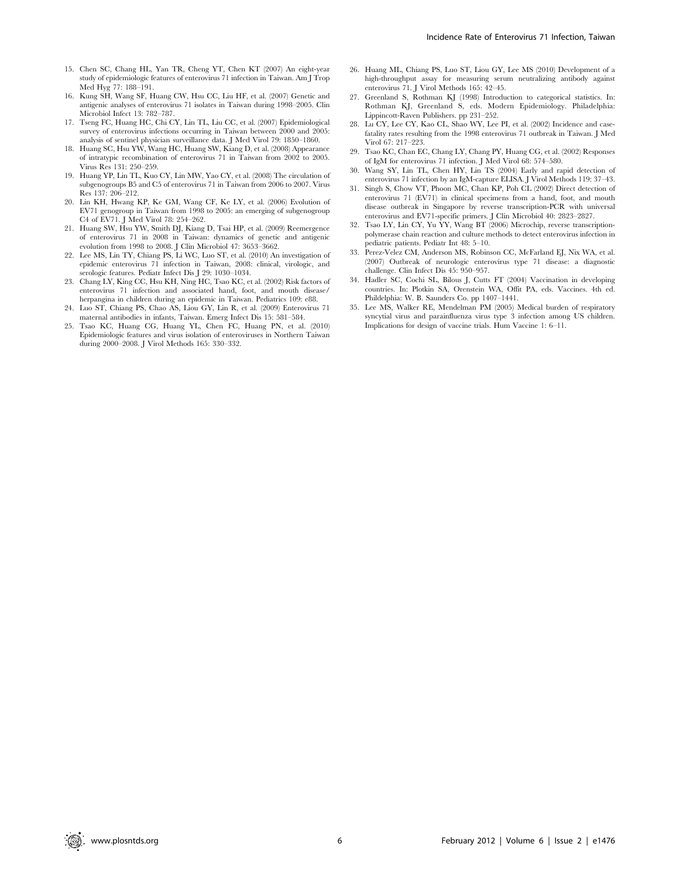15. Chen SC, Chang HL, Yan TR, Cheng YT, Chen KT (2007) An eight-year study of epidemiologic features of enterovirus 71 infection in Taiwan. Am J Trop Med Hyg 77: 188–191.
16. Kung SH, Wang SF, Huang CW, Hsu CC, Liu HF, et al. (2007) Genetic and antigenic analyses of enterovirus 71 isolates in Taiwan during 1998–2005. Clin Microbiol Infect 13: 782–787.
17. Tseng FC, Huang HC, Chi CY, Lin TL, Liu CC, et al. (2007) Epidemiological survey of enterovirus infections occurring in Taiwan between 2000 and 2005: analysis of sentinel physician surveillance data. J Med Virol 79: 1850–1860.
18. Huang SC, Hsu YW, Wang HC, Huang SW, Kiang D, et al. (2008) Appearance of intratypic recombination of enterovirus 71 in Taiwan from 2002 to 2005. Virus Res 131: 250–259.
19. Huang YP, Lin TL, Kuo CY, Lin MW, Yao CY, et al. (2008) The circulation of subgenogroups B5 and C5 of enterovirus 71 in Taiwan from 2006 to 2007. Virus Res 137: 206–212.
20. Lin KH, Hwang KP, Ke GM, Wang CF, Ke LY, et al. (2006) Evolution of EV71 genogroup in Taiwan from 1998 to 2005: an emerging of subgenogroup C4 of EV71. J Med Virol 78: 254–262.
21. Huang SW, Hsu YW, Smith DJ, Kiang D, Tsai HP, et al. (2009) Reemergence of enterovirus 71 in 2008 in Taiwan: dynamics of genetic and antigenic evolution from 1998 to 2008. J Clin Microbiol 47: 3653–3662.
22. Lee MS, Lin TY, Chiang PS, Li WC, Luo ST, et al. (2010) An investigation of epidemic enterovirus 71 infection in Taiwan, 2008: clinical, virologic, and serologic features. Pediatr Infect Dis J 29: 1030–1034.
23. Chang LY, King CC, Hsu KH, Ning HC, Tsao KC, et al. (2002) Risk factors of enterovirus 71 infection and associated hand, foot, and mouth disease/herpangina in children during an epidemic in Taiwan. Pediatrics 109: e88.
24. Luo ST, Chiang PS, Chao AS, Liou GY, Lin R, et al. (2009) Enterovirus 71 maternal antibodies in infants, Taiwan. Emerg Infect Dis 15: 581–584.
25. Tsao KC, Huang CG, Huang YL, Chen FC, Huang PN, et al. (2010) Epidemiologic features and virus isolation of enteroviruses in Northern Taiwan during 2000–2008. J Virol Methods 165: 330–332.
26. Huang ML, Chiang PS, Luo ST, Liou GY, Lee MS (2010) Development of a high-throughput assay for measuring serum neutralizing antibody against enterovirus 71. J Virol Methods 165: 42–45.
27. Greenland S, Rothman KJ (1998) Introduction to categorical statistics. In: Rothman KJ, Greenland S, eds. Modern Epidemiology. Philadelphia: Lippincott-Raven Publishers. pp 231–252.
28. Lu CY, Lee CY, Kao CL, Shao WY, Lee PI, et al. (2002) Incidence and case-fatality rates resulting from the 1998 enterovirus 71 outbreak in Taiwan. J Med Virol 67: 217–223.
29. Tsao KC, Chan EC, Chang LY, Chang PY, Huang CG, et al. (2002) Responses of IgM for enterovirus 71 infection. J Med Virol 68: 574–580.
30. Wang SY, Lin TL, Chen HY, Lin TS (2004) Early and rapid detection of enterovirus 71 infection by an IgM-capture ELISA. J Virol Methods 119: 37–43.
31. Singh S, Chow VT, Phoon MC, Chan KP, Poh CL (2002) Direct detection of enterovirus 71 (EV71) in clinical specimens from a hand, foot, and mouth disease outbreak in Singapore by reverse transcription-PCR with universal enterovirus and EV71-specific primers. J Clin Microbiol 40: 2823–2827.
32. Tsao LY, Lin CY, Yu YY, Wang BT (2006) Microchip, reverse transcription-polymerase chain reaction and culture methods to detect enterovirus infection in pediatric patients. Pediatr Int 48: 5–10.
33. Perez-Velez CM, Anderson MS, Robinson CC, McFarland EJ, Nix WA, et al. (2007) Outbreak of neurologic enterovirus type 71 disease: a diagnostic challenge. Clin Infect Dis 45: 950–957.
34. Hadler SC, Cochi SL, Bilous J, Cutts FT (2004) Vaccination in developing countries. In: Plotkin SA, Orenstein WA, Offit PA, eds. Vaccines. 4th ed. Phildelphia: W. B. Saunders Co. pp 1407–1441.
35. Lee MS, Walker RE, Mendelman PM (2005) Medical burden of respiratory syncytial virus and parainfluenza virus type 3 infection among US children. Implications for design of vaccine trials. Hum Vaccine 1: 6–11.